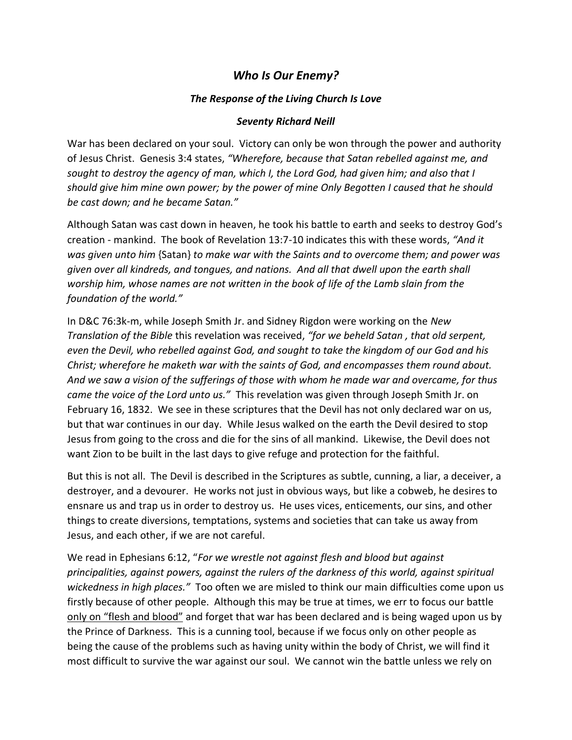# *Who Is Our Enemy?*

### *The Response of the Living Church Is Love*

### *Seventy Richard Neill*

War has been declared on your soul. Victory can only be won through the power and authority of Jesus Christ. Genesis 3:4 states, *"Wherefore, because that Satan rebelled against me, and sought to destroy the agency of man, which I, the Lord God, had given him; and also that I should give him mine own power; by the power of mine Only Begotten I caused that he should be cast down; and he became Satan."*

Although Satan was cast down in heaven, he took his battle to earth and seeks to destroy God's creation - mankind. The book of Revelation 13:7-10 indicates this with these words, *"And it was given unto him* {Satan} *to make war with the Saints and to overcome them; and power was given over all kindreds, and tongues, and nations. And all that dwell upon the earth shall worship him, whose names are not written in the book of life of the Lamb slain from the foundation of the world."*

In D&C 76:3k-m, while Joseph Smith Jr. and Sidney Rigdon were working on the *New Translation of the Bible* this revelation was received, *"for we beheld Satan , that old serpent, even the Devil, who rebelled against God, and sought to take the kingdom of our God and his Christ; wherefore he maketh war with the saints of God, and encompasses them round about. And we saw a vision of the sufferings of those with whom he made war and overcame, for thus came the voice of the Lord unto us."* This revelation was given through Joseph Smith Jr. on February 16, 1832. We see in these scriptures that the Devil has not only declared war on us, but that war continues in our day. While Jesus walked on the earth the Devil desired to stop Jesus from going to the cross and die for the sins of all mankind. Likewise, the Devil does not want Zion to be built in the last days to give refuge and protection for the faithful.

But this is not all. The Devil is described in the Scriptures as subtle, cunning, a liar, a deceiver, a destroyer, and a devourer. He works not just in obvious ways, but like a cobweb, he desires to ensnare us and trap us in order to destroy us. He uses vices, enticements, our sins, and other things to create diversions, temptations, systems and societies that can take us away from Jesus, and each other, if we are not careful.

We read in Ephesians 6:12, "*For we wrestle not against flesh and blood but against principalities, against powers, against the rulers of the darkness of this world, against spiritual wickedness in high places."* Too often we are misled to think our main difficulties come upon us firstly because of other people. Although this may be true at times, we err to focus our battle <u>only on "flesh and blood"</u> and forget that war has been declared and is being waged upon us by the Prince of Darkness. This is a cunning tool, because if we focus only on other people as being the cause of the problems such as having unity within the body of Christ, we will find it most difficult to survive the war against our soul. We cannot win the battle unless we rely on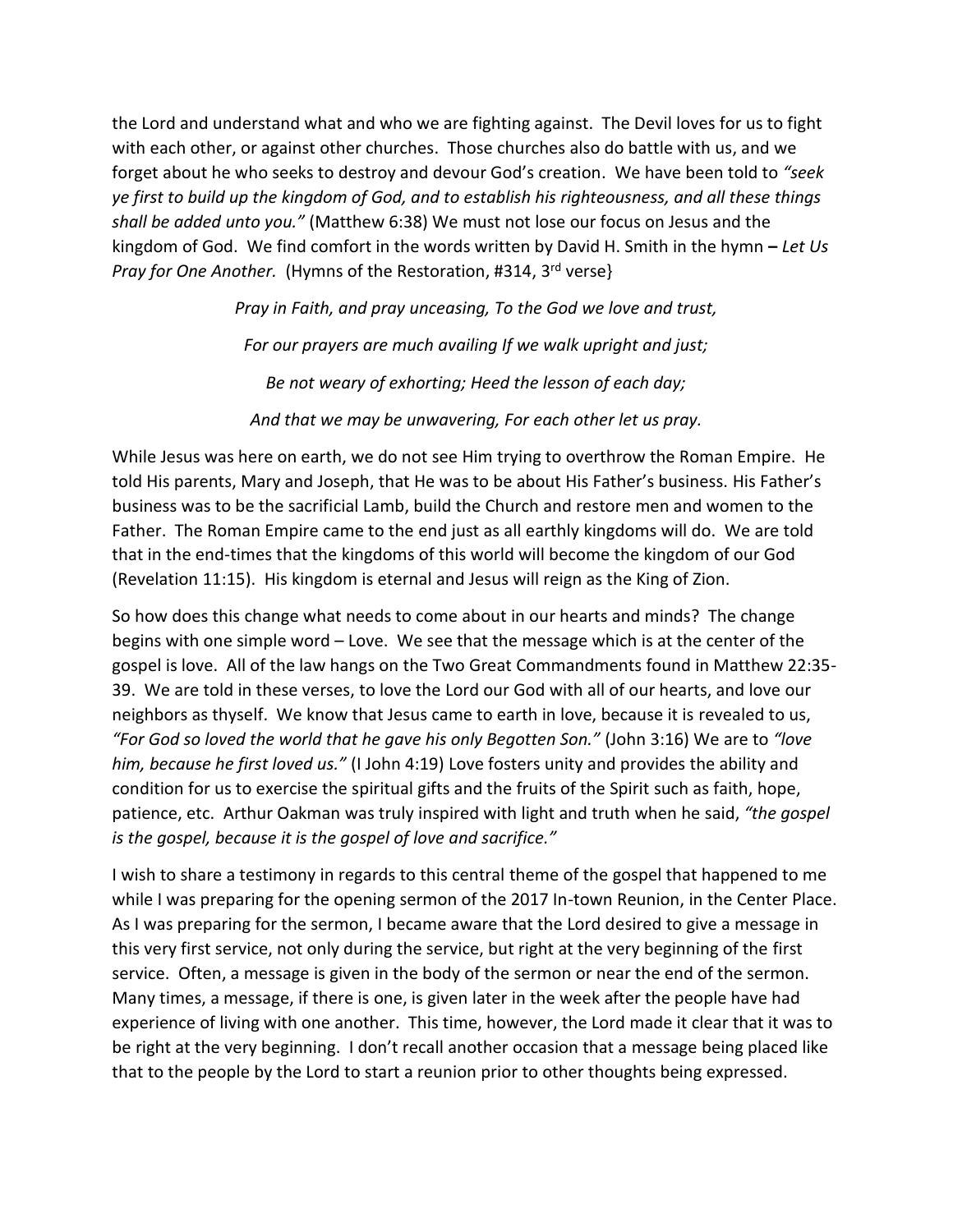the Lord and understand what and who we are fighting against. The Devil loves for us to fight with each other, or against other churches. Those churches also do battle with us, and we forget about he who seeks to destroy and devour God's creation. We have been told to *"seek ye first to build up the kingdom of God, and to establish his righteousness, and all these things shall be added unto you."* (Matthew 6:38) We must not lose our focus on Jesus and the kingdom of God. We find comfort in the words written by David H. Smith in the hymn **–** *Let Us Pray for One Another.* (Hymns of the Restoration, #314, 3rd verse}

*Pray in Faith, and pray unceasing, To the God we love and trust,*

*For our prayers are much availing If we walk upright and just;*

*Be not weary of exhorting; Heed the lesson of each day;*

*And that we may be unwavering, For each other let us pray.*

While Jesus was here on earth, we do not see Him trying to overthrow the Roman Empire. He told His parents, Mary and Joseph, that He was to be about His Father's business. His Father's business was to be the sacrificial Lamb, build the Church and restore men and women to the Father. The Roman Empire came to the end just as all earthly kingdoms will do. We are told that in the end-times that the kingdoms of this world will become the kingdom of our God (Revelation 11:15). His kingdom is eternal and Jesus will reign as the King of Zion.

So how does this change what needs to come about in our hearts and minds? The change begins with one simple word – Love. We see that the message which is at the center of the gospel is love. All of the law hangs on the Two Great Commandments found in Matthew 22:35-39. We are told in these verses, to love the Lord our God with all of our hearts, and love our neighbors as thyself. We know that Jesus came to earth in love, because it is revealed to us, *"For God so loved the world that he gave his only Begotten Son."* (John 3:16) We are to *"love him, because he first loved us."* (I John 4:19) Love fosters unity and provides the ability and condition for us to exercise the spiritual gifts and the fruits of the Spirit such as faith, hope, patience, etc. Arthur Oakman was truly inspired with light and truth when he said, *"the gospel is the gospel, because it is the gospel of love and sacrifice."*

I wish to share a testimony in regards to this central theme of the gospel that happened to me while I was preparing for the opening sermon of the 2017 In-town Reunion, in the Center Place. As I was preparing for the sermon, I became aware that the Lord desired to give a message in this very first service, not only during the service, but right at the very beginning of the first service. Often, a message is given in the body of the sermon or near the end of the sermon. Many times, a message, if there is one, is given later in the week after the people have had experience of living with one another. This time, however, the Lord made it clear that it was to be right at the very beginning. I don't recall another occasion that a message being placed like that to the people by the Lord to start a reunion prior to other thoughts being expressed.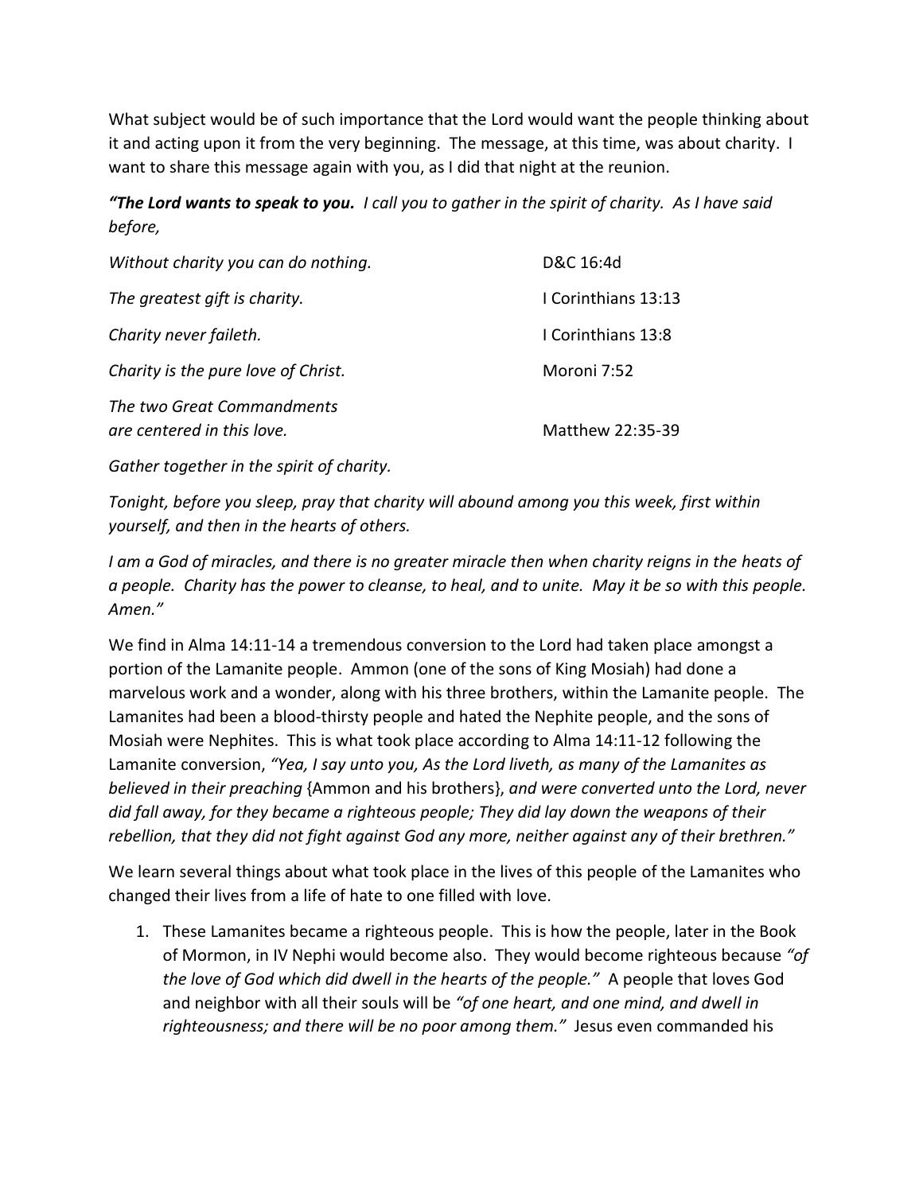What subject would be of such importance that the Lord would want the people thinking about it and acting upon it from the very beginning. The message, at this time, was about charity. I want to share this message again with you, as I did that night at the reunion.

***"The Lord wants to speak to you.** I call you to gather in the spirit of charity. As I have said before,*

| | |
|---|---|
| *Without charity you can do nothing.* | D&C 16:4d |
| *The greatest gift is charity.* | I Corinthians 13:13 |
| *Charity never faileth.* | I Corinthians 13:8 |
| *Charity is the pure love of Christ.* | Moroni 7:52 |
| *The two Great Commandments are centered in this love.* | Matthew 22:35-39 |

*Gather together in the spirit of charity.*

*Tonight, before you sleep, pray that charity will abound among you this week, first within yourself, and then in the hearts of others.*

*I am a God of miracles, and there is no greater miracle then when charity reigns in the heats of a people. Charity has the power to cleanse, to heal, and to unite. May it be so with this people. Amen."*

We find in Alma 14:11-14 a tremendous conversion to the Lord had taken place amongst a portion of the Lamanite people. Ammon (one of the sons of King Mosiah) had done a marvelous work and a wonder, along with his three brothers, within the Lamanite people. The Lamanites had been a blood-thirsty people and hated the Nephite people, and the sons of Mosiah were Nephites. This is what took place according to Alma 14:11-12 following the Lamanite conversion, *"Yea, I say unto you, As the Lord liveth, as many of the Lamanites as believed in their preaching* {Ammon and his brothers}, *and were converted unto the Lord, never did fall away, for they became a righteous people; They did lay down the weapons of their rebellion, that they did not fight against God any more, neither against any of their brethren."*

We learn several things about what took place in the lives of this people of the Lamanites who changed their lives from a life of hate to one filled with love.

1. These Lamanites became a righteous people. This is how the people, later in the Book of Mormon, in IV Nephi would become also. They would become righteous because *"of the love of God which did dwell in the hearts of the people."* A people that loves God and neighbor with all their souls will be *"of one heart, and one mind, and dwell in righteousness; and there will be no poor among them."* Jesus even commanded his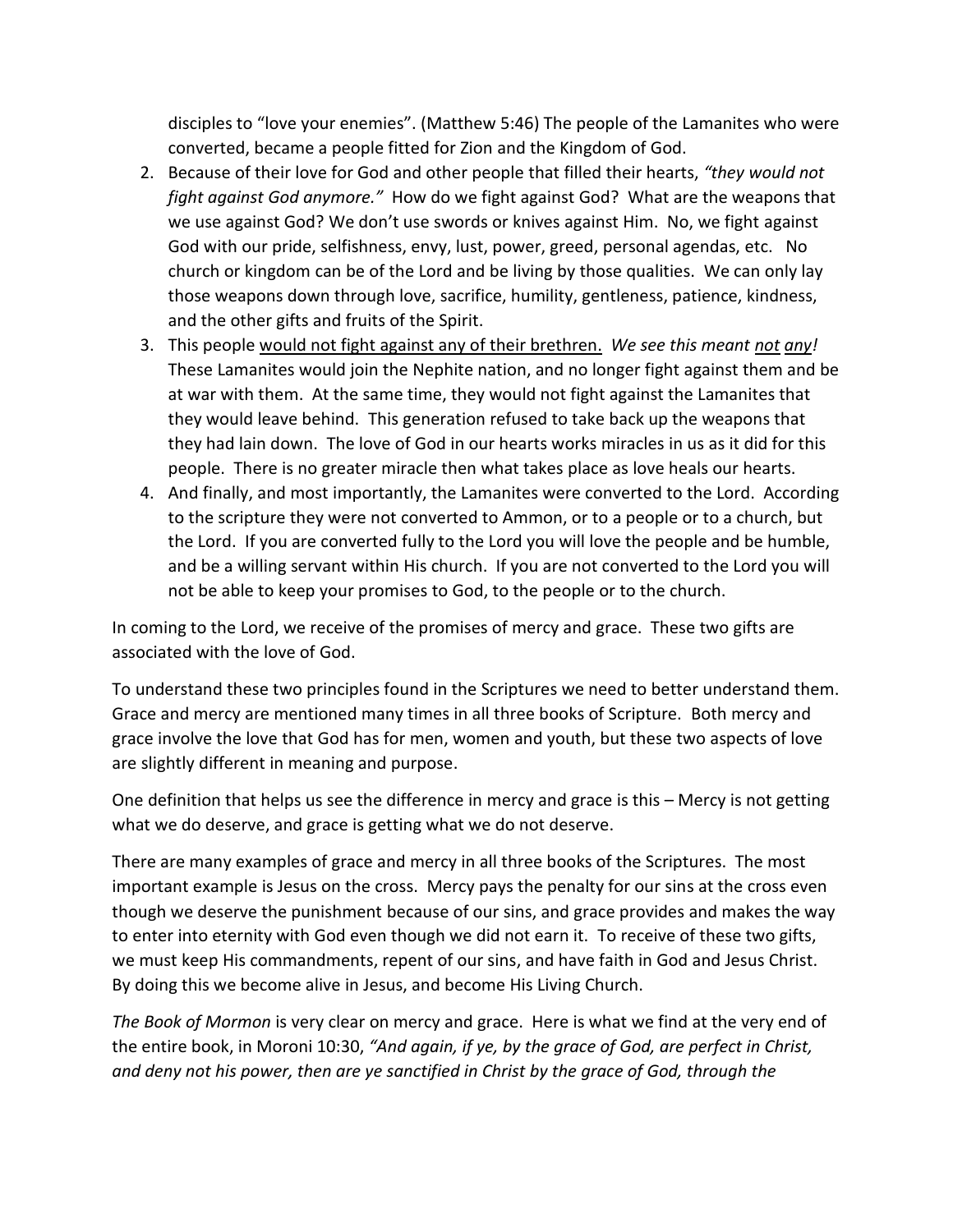disciples to "love your enemies". (Matthew 5:46) The people of the Lamanites who were converted, became a people fitted for Zion and the Kingdom of God.

2. Because of their love for God and other people that filled their hearts, *"they would not fight against God anymore."* How do we fight against God? What are the weapons that we use against God? We don't use swords or knives against Him. No, we fight against God with our pride, selfishness, envy, lust, power, greed, personal agendas, etc. No church or kingdom can be of the Lord and be living by those qualities. We can only lay those weapons down through love, sacrifice, humility, gentleness, patience, kindness, and the other gifts and fruits of the Spirit.
3. This people <u>would not fight against any of their brethren.</u> *We see this meant <u>not</u> <u>any</u>!* These Lamanites would join the Nephite nation, and no longer fight against them and be at war with them. At the same time, they would not fight against the Lamanites that they would leave behind. This generation refused to take back up the weapons that they had lain down. The love of God in our hearts works miracles in us as it did for this people. There is no greater miracle then what takes place as love heals our hearts.
4. And finally, and most importantly, the Lamanites were converted to the Lord. According to the scripture they were not converted to Ammon, or to a people or to a church, but the Lord. If you are converted fully to the Lord you will love the people and be humble, and be a willing servant within His church. If you are not converted to the Lord you will not be able to keep your promises to God, to the people or to the church.

In coming to the Lord, we receive of the promises of mercy and grace. These two gifts are associated with the love of God.

To understand these two principles found in the Scriptures we need to better understand them. Grace and mercy are mentioned many times in all three books of Scripture. Both mercy and grace involve the love that God has for men, women and youth, but these two aspects of love are slightly different in meaning and purpose.

One definition that helps us see the difference in mercy and grace is this – Mercy is not getting what we do deserve, and grace is getting what we do not deserve.

There are many examples of grace and mercy in all three books of the Scriptures. The most important example is Jesus on the cross. Mercy pays the penalty for our sins at the cross even though we deserve the punishment because of our sins, and grace provides and makes the way to enter into eternity with God even though we did not earn it. To receive of these two gifts, we must keep His commandments, repent of our sins, and have faith in God and Jesus Christ. By doing this we become alive in Jesus, and become His Living Church.

*The Book of Mormon* is very clear on mercy and grace. Here is what we find at the very end of the entire book, in Moroni 10:30, *"And again, if ye, by the grace of God, are perfect in Christ, and deny not his power, then are ye sanctified in Christ by the grace of God, through the*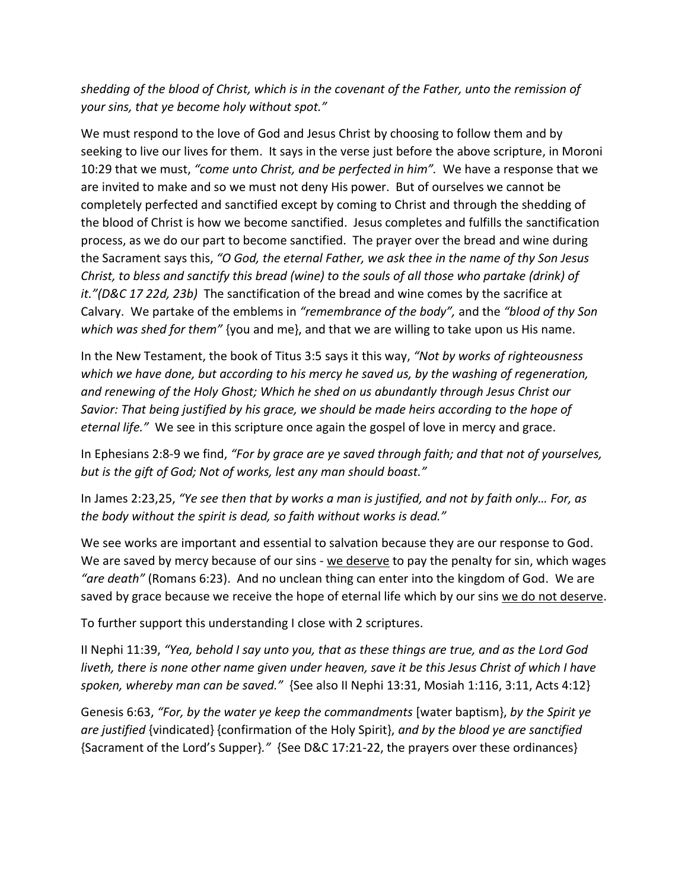*shedding of the blood of Christ, which is in the covenant of the Father, unto the remission of your sins, that ye become holy without spot."*

We must respond to the love of God and Jesus Christ by choosing to follow them and by seeking to live our lives for them. It says in the verse just before the above scripture, in Moroni 10:29 that we must, *"come unto Christ, and be perfected in him".* We have a response that we are invited to make and so we must not deny His power. But of ourselves we cannot be completely perfected and sanctified except by coming to Christ and through the shedding of the blood of Christ is how we become sanctified. Jesus completes and fulfills the sanctification process, as we do our part to become sanctified. The prayer over the bread and wine during the Sacrament says this, *"O God, the eternal Father, we ask thee in the name of thy Son Jesus Christ, to bless and sanctify this bread (wine) to the souls of all those who partake (drink) of it."(D&C 17 22d, 23b)* The sanctification of the bread and wine comes by the sacrifice at Calvary. We partake of the emblems in *"remembrance of the body",* and the *"blood of thy Son which was shed for them"* {you and me}, and that we are willing to take upon us His name.

In the New Testament, the book of Titus 3:5 says it this way, *"Not by works of righteousness which we have done, but according to his mercy he saved us, by the washing of regeneration, and renewing of the Holy Ghost; Which he shed on us abundantly through Jesus Christ our Savior: That being justified by his grace, we should be made heirs according to the hope of eternal life."* We see in this scripture once again the gospel of love in mercy and grace.

In Ephesians 2:8-9 we find, *"For by grace are ye saved through faith; and that not of yourselves, but is the gift of God; Not of works, lest any man should boast."*

In James 2:23,25, *"Ye see then that by works a man is justified, and not by faith only… For, as the body without the spirit is dead, so faith without works is dead."*

We see works are important and essential to salvation because they are our response to God. We are saved by mercy because of our sins - we deserve to pay the penalty for sin, which wages *"are death"* (Romans 6:23). And no unclean thing can enter into the kingdom of God. We are saved by grace because we receive the hope of eternal life which by our sins we do not deserve.

To further support this understanding I close with 2 scriptures.

II Nephi 11:39, *"Yea, behold I say unto you, that as these things are true, and as the Lord God liveth, there is none other name given under heaven, save it be this Jesus Christ of which I have spoken, whereby man can be saved."* {See also II Nephi 13:31, Mosiah 1:116, 3:11, Acts 4:12}

Genesis 6:63, *"For, by the water ye keep the commandments* [water baptism], *by the Spirit ye are justified* {vindicated} {confirmation of the Holy Spirit}, *and by the blood ye are sanctified* {Sacrament of the Lord's Supper}*."* {See D&C 17:21-22, the prayers over these ordinances}